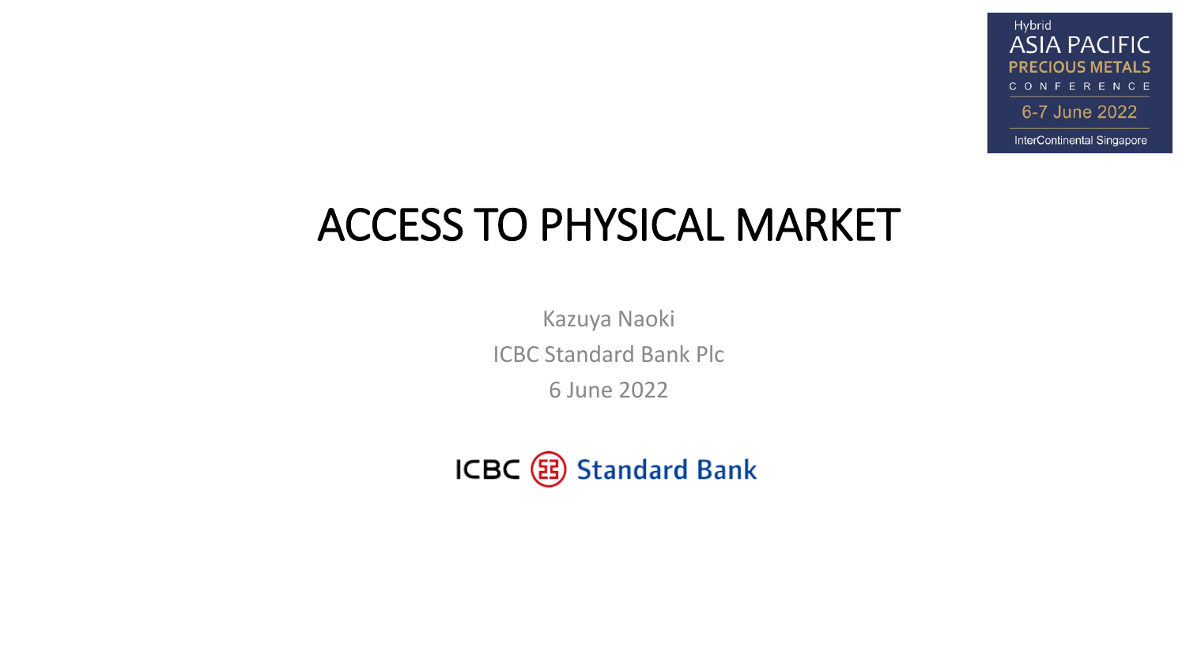Hybrid
ASIA PACIFIC
PRECIOUS METALS
CONFERENCE
6-7 June 2022
InterContinental Singapore

# ACCESS TO PHYSICAL MARKET

Kazuya Naoki

ICBC Standard Bank Plc

6 June 2022

ICBC Standard Bank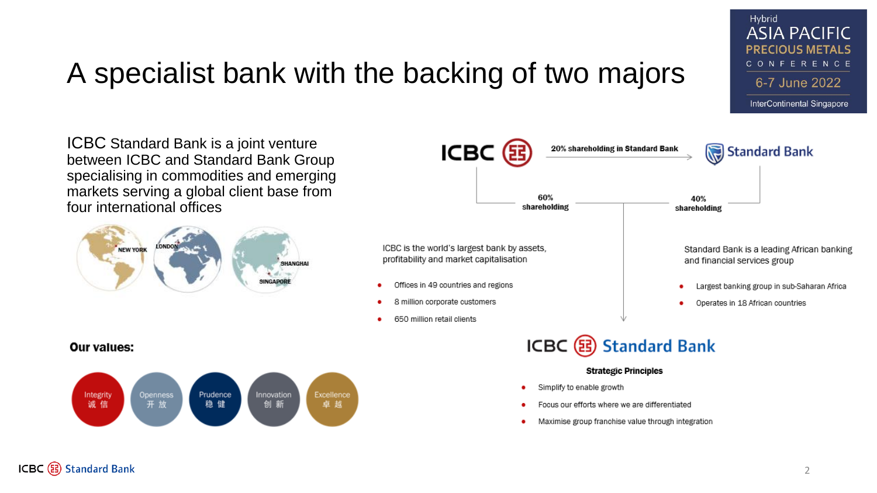# A specialist bank with the backing of two majors

ICBC Standard Bank is a joint venture between ICBC and Standard Bank Group specialising in commodities and emerging markets serving a global client base from four international offices

NEW YORK · LONDON · SHANGHAI · SINGAPORE

**Our values:**

- Integrity 诚 信
- Openness 开 放
- Prudence 稳 健
- Innovation 创 新
- Excellence 卓 越

ICBC — 20% shareholding in Standard Bank → Standard Bank

ICBC: 60% shareholding

Standard Bank: 40% shareholding

ICBC is the world's largest bank by assets, profitability and market capitalisation

- Offices in 49 countries and regions
- 8 million corporate customers
- 650 million retail clients

Standard Bank is a leading African banking and financial services group

- Largest banking group in sub-Saharan Africa
- Operates in 18 African countries

ICBC Standard Bank

**Strategic Principles**

- Simplify to enable growth
- Focus our efforts where we are differentiated
- Maximise group franchise value through integration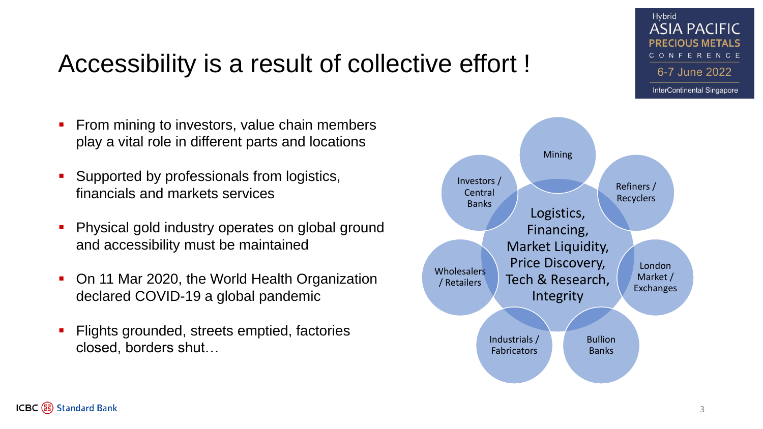# Accessibility is a result of collective effort !

- From mining to investors, value chain members play a vital role in different parts and locations
- Supported by professionals from logistics, financials and markets services
- Physical gold industry operates on global ground and accessibility must be maintained
- On 11 Mar 2020, the World Health Organization declared COVID-19 a global pandemic
- Flights grounded, streets emptied, factories closed, borders shut…

Mining

Refiners / Recyclers

London Market / Exchanges

Bullion Banks

Industrials / Fabricators

Wholesalers / Retailers

Investors / Central Banks

Logistics, Financing, Market Liquidity, Price Discovery, Tech & Research, Integrity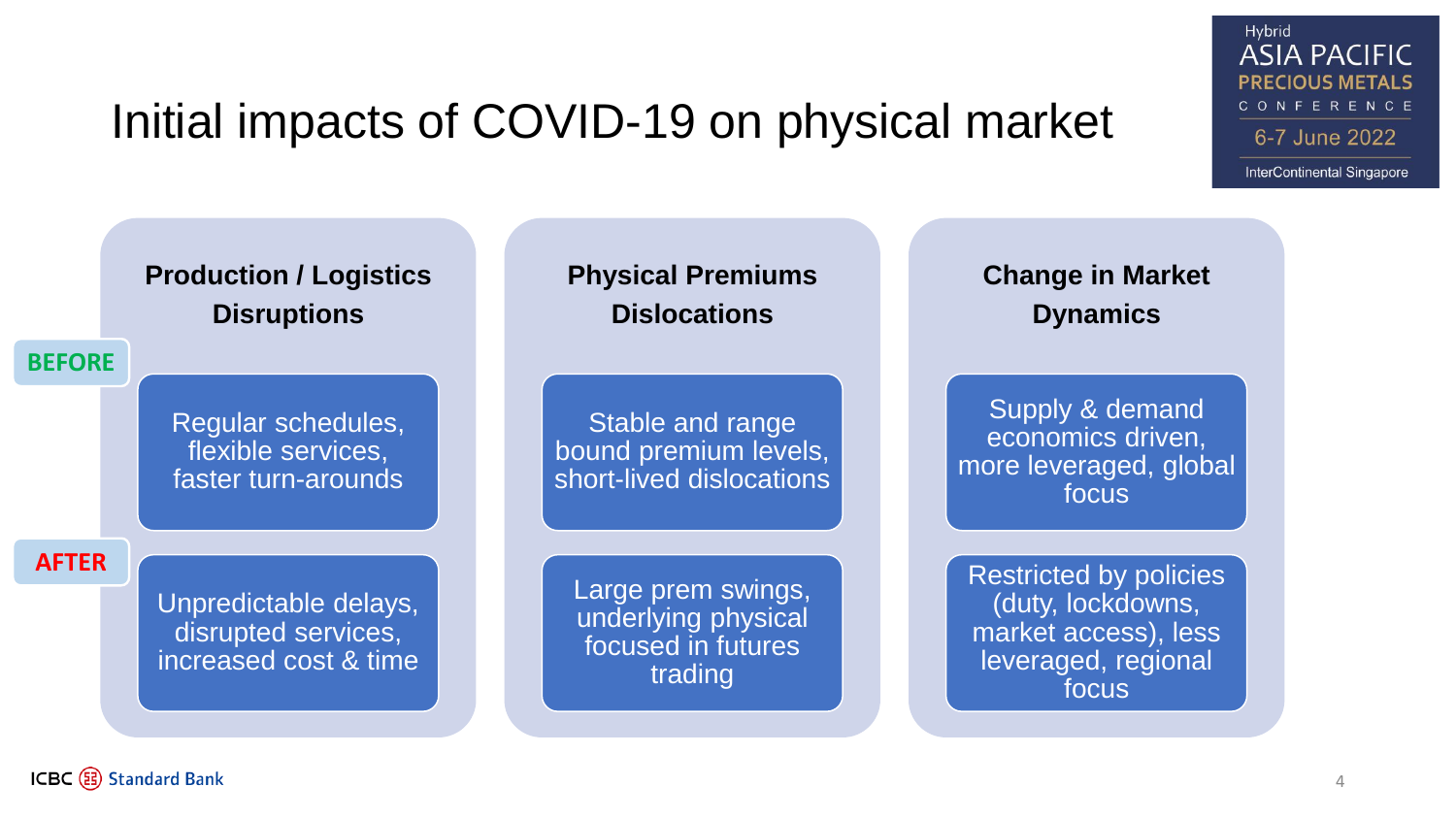# Initial impacts of COVID-19 on physical market

| | Production / Logistics Disruptions | Physical Premiums Dislocations | Change in Market Dynamics |
|---|---|---|---|
| **BEFORE** | Regular schedules, flexible services, faster turn-arounds | Stable and range bound premium levels, short-lived dislocations | Supply & demand economics driven, more leveraged, global focus |
| **AFTER** | Unpredictable delays, disrupted services, increased cost & time | Large prem swings, underlying physical focused in futures trading | Restricted by policies (duty, lockdowns, market access), less leveraged, regional focus |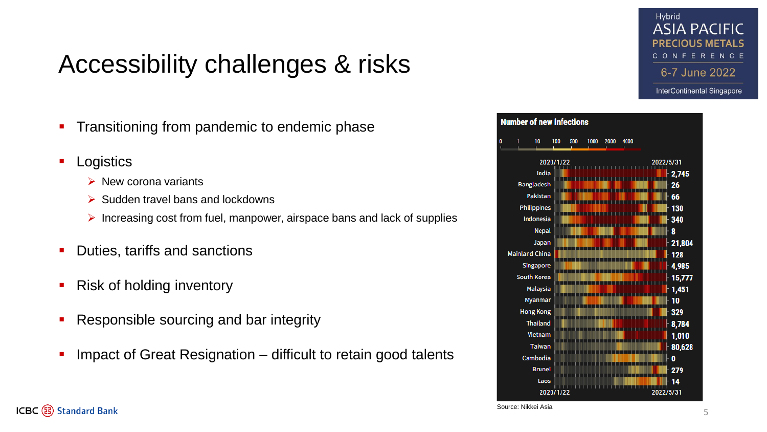# Accessibility challenges & risks

- Transitioning from pandemic to endemic phase
- Logistics
  - New corona variants
  - Sudden travel bans and lockdowns
  - Increasing cost from fuel, manpower, airspace bans and lack of supplies
- Duties, tariffs and sanctions
- Risk of holding inventory
- Responsible sourcing and bar integrity
- Impact of Great Resignation – difficult to retain good talents

**Number of new infections**

| Country | 2022/5/31 |
| --- | --- |
| India | 2,745 |
| Bangladesh | 26 |
| Pakistan | 66 |
| Philippines | 130 |
| Indonesia | 340 |
| Nepal | 8 |
| Japan | 21,804 |
| Mainland China | 128 |
| Singapore | 4,985 |
| South Korea | 15,777 |
| Malaysia | 1,451 |
| Myanmar | 10 |
| Hong Kong | 329 |
| Thailand | 8,784 |
| Vietnam | 1,010 |
| Taiwan | 80,628 |
| Cambodia | 0 |
| Brunei | 279 |
| Laos | 14 |

Source: Nikkei Asia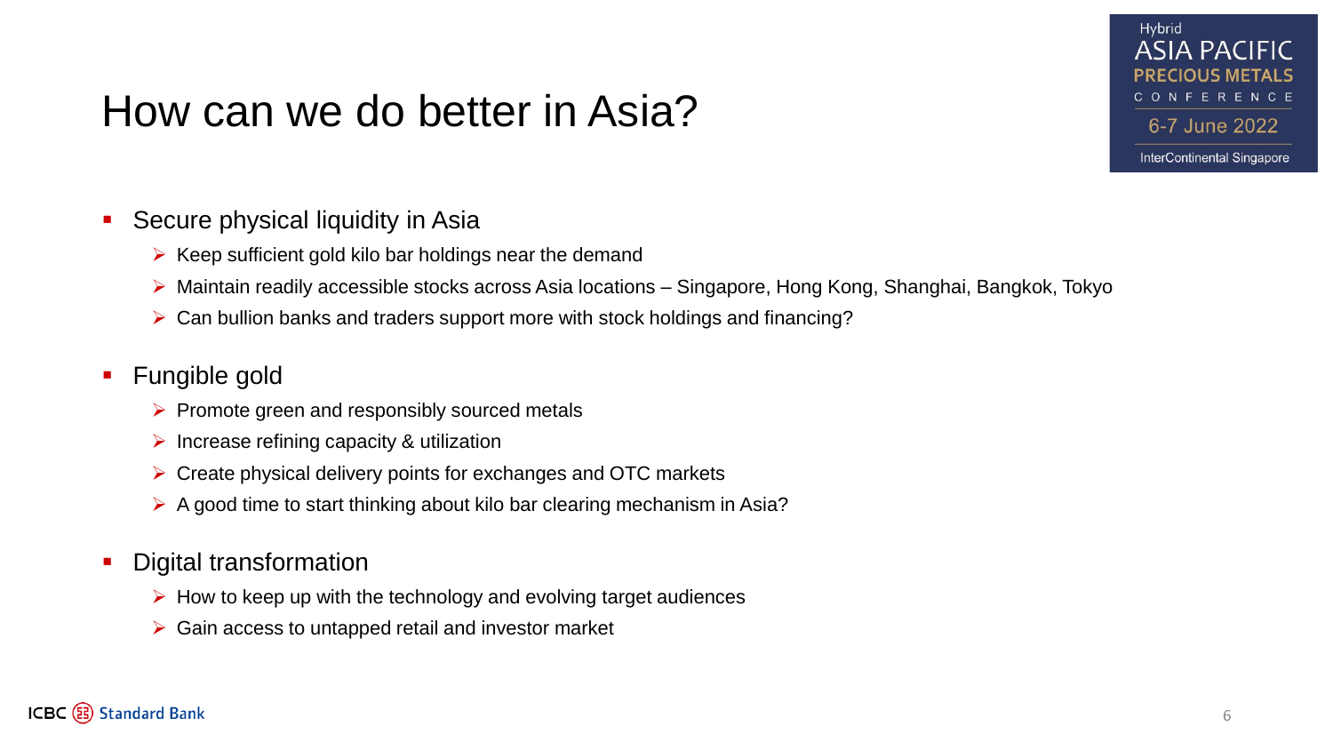# How can we do better in Asia?

- Secure physical liquidity in Asia
  - Keep sufficient gold kilo bar holdings near the demand
  - Maintain readily accessible stocks across Asia locations – Singapore, Hong Kong, Shanghai, Bangkok, Tokyo
  - Can bullion banks and traders support more with stock holdings and financing?

- Fungible gold
  - Promote green and responsibly sourced metals
  - Increase refining capacity & utilization
  - Create physical delivery points for exchanges and OTC markets
  - A good time to start thinking about kilo bar clearing mechanism in Asia?

- Digital transformation
  - How to keep up with the technology and evolving target audiences
  - Gain access to untapped retail and investor market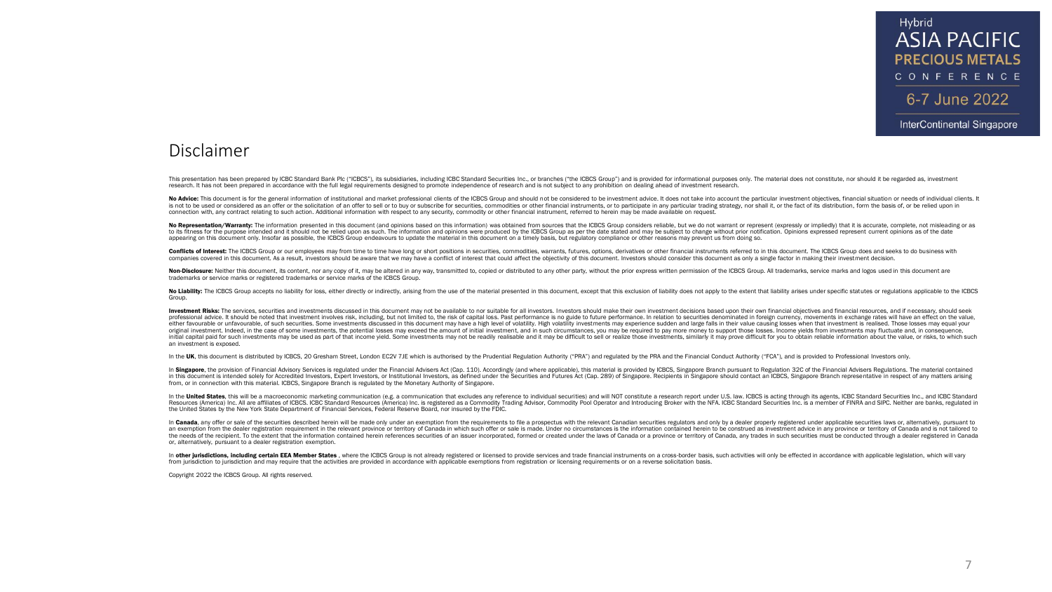# Disclaimer

This presentation has been prepared by ICBC Standard Bank Plc ("ICBCS"), its subsidiaries, including ICBC Standard Securities Inc., or branches ("the ICBCS Group") and is provided for informational purposes only. The material does not constitute, nor should it be regarded as, investment research. It has not been prepared in accordance with the full legal requirements designed to promote independence of research and is not subject to any prohibition on dealing ahead of investment research.

**No Advice:** This document is for the general information of institutional and market professional clients of the ICBCS Group and should not be considered to be investment advice. It does not take into account the particular investment objectives, financial situation or needs of individual clients. It is not to be used or considered as an offer or the solicitation of an offer to sell or to buy or subscribe for securities, commodities or other financial instruments, or to participate in any particular trading strategy, nor shall it, or the fact of its distribution, form the basis of, or be relied upon in connection with, any contract relating to such action. Additional information with respect to any security, commodity or other financial instrument, referred to herein may be made available on request.

**No Representation/Warranty:** The information presented in this document (and opinions based on this information) was obtained from sources that the ICBCS Group considers reliable, but we do not warrant or represent (expressly or impliedly) that it is accurate, complete, not misleading or as to its fitness for the purpose intended and it should not be relied upon as such. The information and opinions were produced by the ICBCS Group as per the date stated and may be subject to change without prior notification. Opinions expressed represent current opinions as of the date appearing on this document only. Insofar as possible, the ICBCS Group endeavours to update the material in this document on a timely basis, but regulatory compliance or other reasons may prevent us from doing so.

**Conflicts of Interest:** The ICBCS Group or our employees may from time to time have long or short positions in securities, commodities, warrants, futures, options, derivatives or other financial instruments referred to in this document. The ICBCS Group does and seeks to do business with companies covered in this document. As a result, investors should be aware that we may have a conflict of interest that could affect the objectivity of this document. Investors should consider this document as only a single factor in making their investment decision.

**Non-Disclosure:** Neither this document, its content, nor any copy of it, may be altered in any way, transmitted to, copied or distributed to any other party, without the prior express written permission of the ICBCS Group. All trademarks, service marks and logos used in this document are trademarks or service marks or registered trademarks or service marks of the ICBCS Group.

**No Liability:** The ICBCS Group accepts no liability for loss, either directly or indirectly, arising from the use of the material presented in this document, except that this exclusion of liability does not apply to the extent that liability arises under specific statutes or regulations applicable to the ICBCS Group.

**Investment Risks:** The services, securities and investments discussed in this document may not be available to nor suitable for all investors. Investors should make their own investment decisions based upon their own financial objectives and financial resources, and if necessary, should seek professional advice. It should be noted that investment involves risk, including, but not limited to, the risk of capital loss. Past performance is no guide to future performance. In relation to securities denominated in foreign currency, movements in exchange rates will have an effect on the value, either favourable or unfavourable, of such securities. Some investments discussed in this document may have a high level of volatility. High volatility investments may experience sudden and large falls in their value causing losses when that investment is realised. Those losses may equal your original investment. Indeed, in the case of some investments, the potential losses may exceed the amount of initial investment, and in such circumstances, you may be required to pay more money to support those losses. Income yields from investments may fluctuate and, in consequence, initial capital paid for such investments may be used as part of that income yield. Some investments may not be readily realisable and it may be difficult to sell or realize those investments, similarly it may prove difficult for you to obtain reliable information about the value, or risks, to which such an investment is exposed.

In the **UK**, this document is distributed by ICBCS, 20 Gresham Street, London EC2V 7JE which is authorised by the Prudential Regulation Authority ("PRA") and regulated by the PRA and the Financial Conduct Authority ("FCA"), and is provided to Professional Investors only.

In **Singapore**, the provision of Financial Advisory Services is regulated under the Financial Advisers Act (Cap. 110). Accordingly (and where applicable), this material is provided by ICBCS, Singapore Branch pursuant to Regulation 32C of the Financial Advisers Regulations. The material contained in this document is intended solely for Accredited Investors, Expert Investors, or Institutional Investors, as defined under the Securities and Futures Act (Cap. 289) of Singapore. Recipients in Singapore should contact an ICBCS, Singapore Branch representative in respect of any matters arising from, or in connection with this material. ICBCS, Singapore Branch is regulated by the Monetary Authority of Singapore.

In the **United States**, this will be a macroeconomic marketing communication (e.g. a communication that excludes any reference to individual securities) and will NOT constitute a research report under U.S. law. ICBCS is acting through its agents, ICBC Standard Securities Inc., and ICBC Standard Resources (America) Inc. All are affiliates of ICBCS. ICBC Standard Resources (America) Inc. is registered as a Commodity Trading Advisor, Commodity Pool Operator and Introducing Broker with the NFA. ICBC Standard Securities Inc. is a member of FINRA and SIPC. Neither are banks, regulated in the United States by the New York State Department of Financial Services, Federal Reserve Board, nor insured by the FDIC.

In **Canada**, any offer or sale of the securities described herein will be made only under an exemption from the requirements to file a prospectus with the relevant Canadian securities regulators and only by a dealer properly registered under applicable securities laws or, alternatively, pursuant to an exemption from the dealer registration requirement in the relevant province or territory of Canada in which such offer or sale is made. Under no circumstances is the information contained herein to be construed as investment advice in any province or territory of Canada and is not tailored to the needs of the recipient. To the extent that the information contained herein references securities of an issuer incorporated, formed or created under the laws of Canada or a province or territory of Canada, any trades in such securities must be conducted through a dealer registered in Canada or, alternatively, pursuant to a dealer registration exemption.

In **other jurisdictions, including certain EEA Member States**, where the ICBCS Group is not already registered or licensed to provide services and trade financial instruments on a cross-border basis, such activities will only be effected in accordance with applicable legislation, which will vary from jurisdiction to jurisdiction and may require that the activities are provided in accordance with applicable exemptions from registration or licensing requirements or on a reverse solicitation basis.

Copyright 2022 the ICBCS Group. All rights reserved.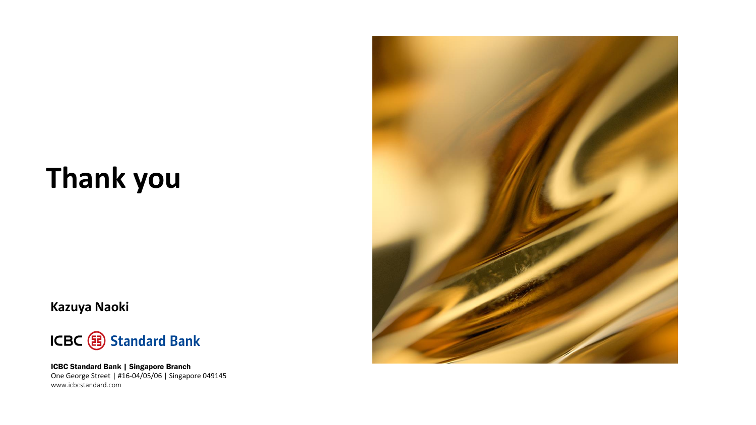# Thank you

**Kazuya Naoki**

ICBC Standard Bank

**ICBC Standard Bank | Singapore Branch**
One George Street | #16-04/05/06 | Singapore 049145
www.icbcstandard.com